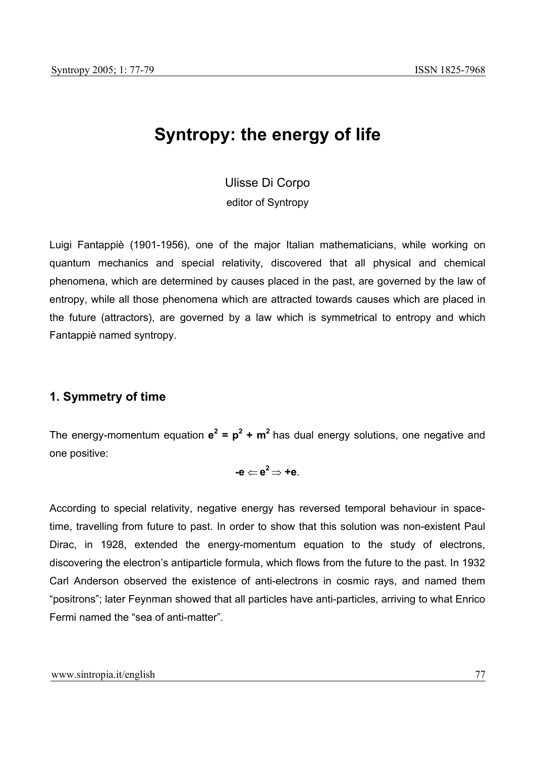# Syntropy: the energy of life

Ulisse Di Corpo

editor of Syntropy

Luigi Fantappiè (1901-1956), one of the major Italian mathematicians, while working on quantum mechanics and special relativity, discovered that all physical and chemical phenomena, which are determined by causes placed in the past, are governed by the law of entropy, while all those phenomena which are attracted towards causes which are placed in the future (attractors), are governed by a law which is symmetrical to entropy and which Fantappiè named syntropy.

## 1. Symmetry of time

The energy-momentum equation $\mathbf{e^2 = p^2 + m^2}$ has dual energy solutions, one negative and one positive:

$$\mathbf{-e \Leftarrow e^2 \Rightarrow +e}.$$

According to special relativity, negative energy has reversed temporal behaviour in space-time, travelling from future to past. In order to show that this solution was non-existent Paul Dirac, in 1928, extended the energy-momentum equation to the study of electrons, discovering the electron's antiparticle formula, which flows from the future to the past. In 1932 Carl Anderson observed the existence of anti-electrons in cosmic rays, and named them "positrons"; later Feynman showed that all particles have anti-particles, arriving to what Enrico Fermi named the "sea of anti-matter".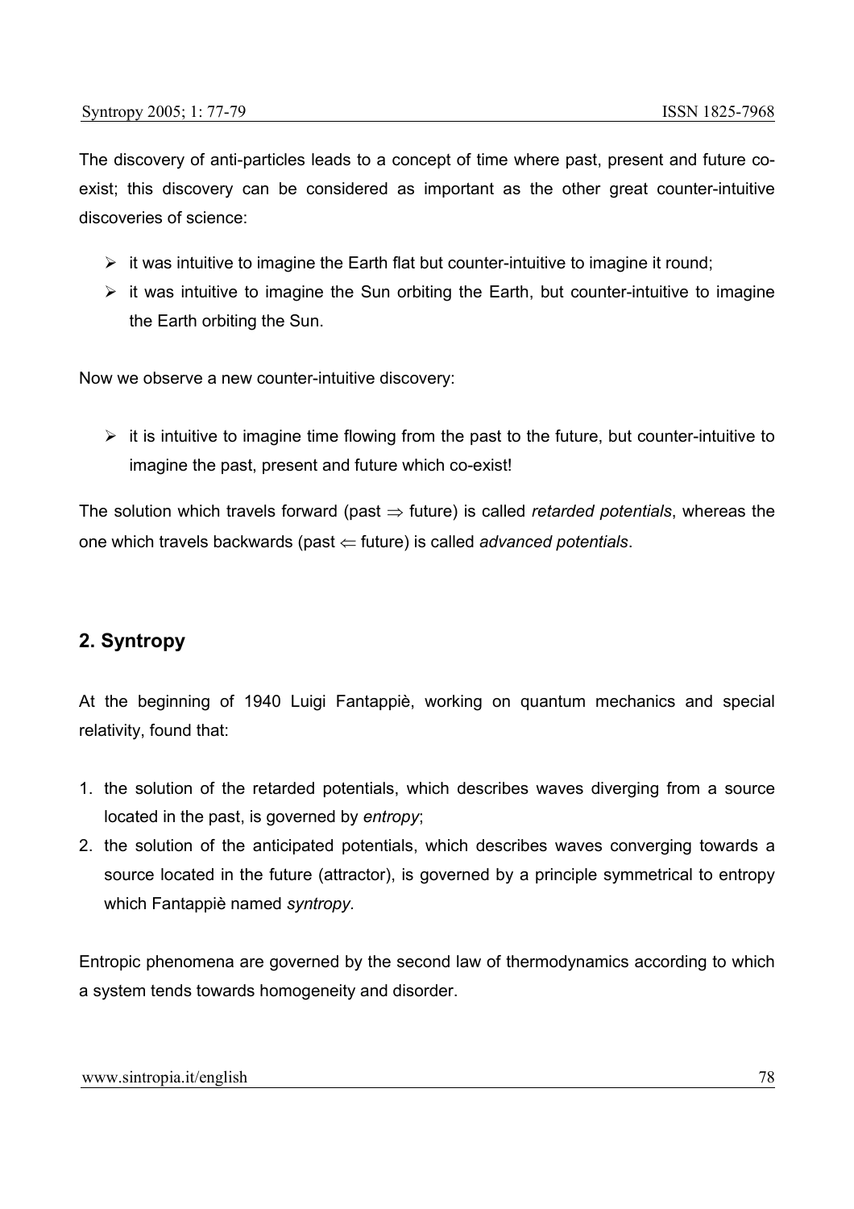The discovery of anti-particles leads to a concept of time where past, present and future co-exist; this discovery can be considered as important as the other great counter-intuitive discoveries of science:

- it was intuitive to imagine the Earth flat but counter-intuitive to imagine it round;
- it was intuitive to imagine the Sun orbiting the Earth, but counter-intuitive to imagine the Earth orbiting the Sun.

Now we observe a new counter-intuitive discovery:

- it is intuitive to imagine time flowing from the past to the future, but counter-intuitive to imagine the past, present and future which co-exist!

The solution which travels forward (past $\Rightarrow$ future) is called *retarded potentials*, whereas the one which travels backwards (past $\Leftarrow$ future) is called *advanced potentials*.

## 2. Syntropy

At the beginning of 1940 Luigi Fantappiè, working on quantum mechanics and special relativity, found that:

1. the solution of the retarded potentials, which describes waves diverging from a source located in the past, is governed by *entropy*;
2. the solution of the anticipated potentials, which describes waves converging towards a source located in the future (attractor), is governed by a principle symmetrical to entropy which Fantappiè named *syntropy.*

Entropic phenomena are governed by the second law of thermodynamics according to which a system tends towards homogeneity and disorder.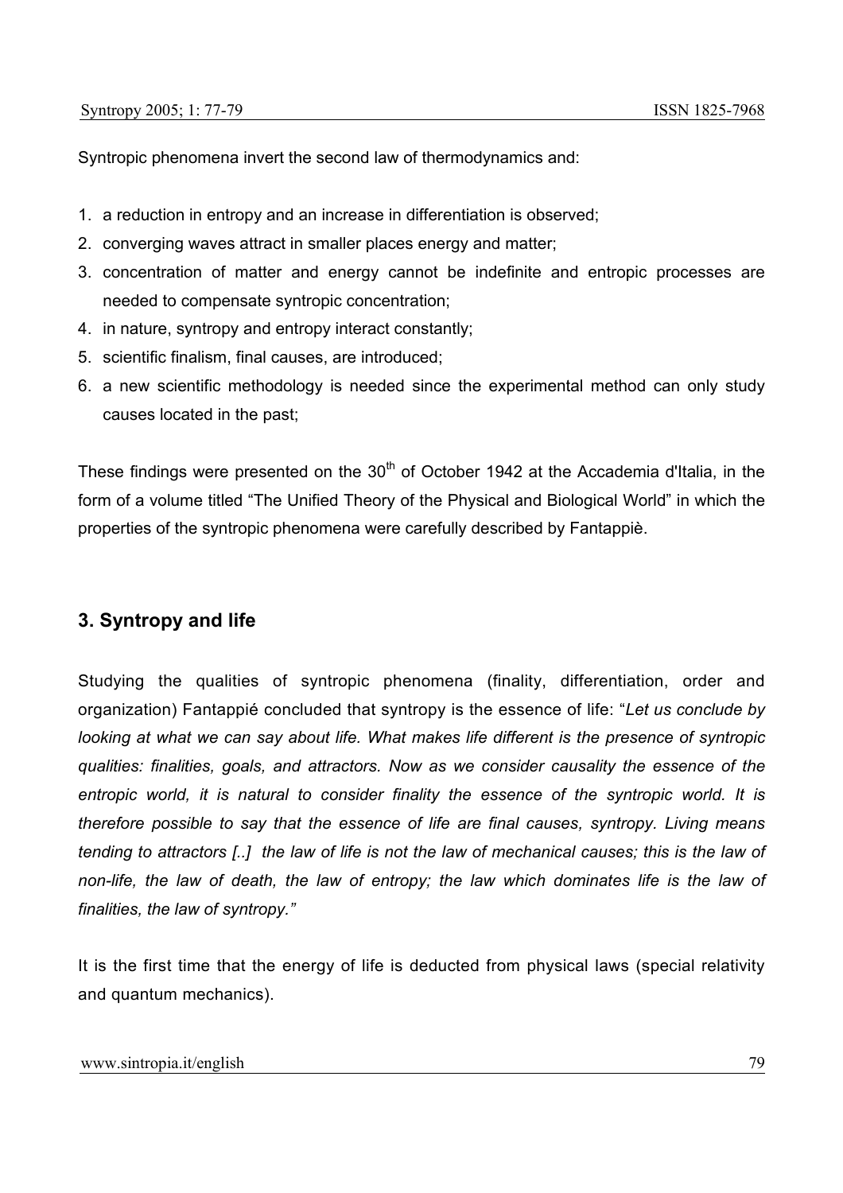Syntropic phenomena invert the second law of thermodynamics and:

1. a reduction in entropy and an increase in differentiation is observed;
2. converging waves attract in smaller places energy and matter;
3. concentration of matter and energy cannot be indefinite and entropic processes are needed to compensate syntropic concentration;
4. in nature, syntropy and entropy interact constantly;
5. scientific finalism, final causes, are introduced;
6. a new scientific methodology is needed since the experimental method can only study causes located in the past;

These findings were presented on the 30th of October 1942 at the Accademia d'Italia, in the form of a volume titled "The Unified Theory of the Physical and Biological World" in which the properties of the syntropic phenomena were carefully described by Fantappiè.

## 3. Syntropy and life

Studying the qualities of syntropic phenomena (finality, differentiation, order and organization) Fantappié concluded that syntropy is the essence of life: "*Let us conclude by looking at what we can say about life. What makes life different is the presence of syntropic qualities: finalities, goals, and attractors. Now as we consider causality the essence of the entropic world, it is natural to consider finality the essence of the syntropic world. It is therefore possible to say that the essence of life are final causes, syntropy. Living means tending to attractors [..] the law of life is not the law of mechanical causes; this is the law of non-life, the law of death, the law of entropy; the law which dominates life is the law of finalities, the law of syntropy.*"

It is the first time that the energy of life is deducted from physical laws (special relativity and quantum mechanics).